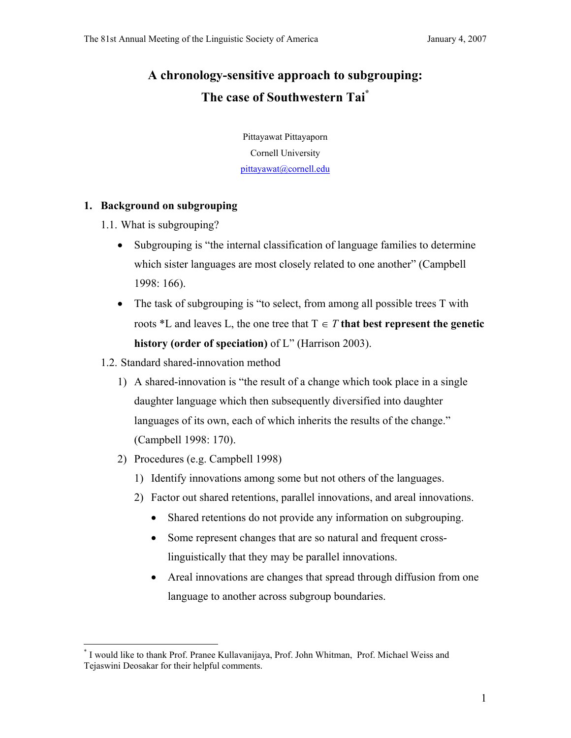# A chronology-sensitive approach to subgrouping: The case of Southwestern Tai*

Pittayawat Pittayaporn

Cornell University

pittayawat@cornell.edu

## 1. Background on subgrouping

### 1.1. What is subgrouping?

- Subgrouping is "the internal classification of language families to determine which sister languages are most closely related to one another" (Campbell 1998: 166).
- The task of subgrouping is "to select, from among all possible trees T with roots *L and leaves L, the one tree that T ∈ *T* **that best represent the genetic history (order of speciation)** of L" (Harrison 2003).

### 1.2. Standard shared-innovation method

1) A shared-innovation is "the result of a change which took place in a single daughter language which then subsequently diversified into daughter languages of its own, each of which inherits the results of the change." (Campbell 1998: 170).
2) Procedures (e.g. Campbell 1998)
    1) Identify innovations among some but not others of the languages.
    2) Factor out shared retentions, parallel innovations, and areal innovations.
        - Shared retentions do not provide any information on subgrouping.
        - Some represent changes that are so natural and frequent cross-linguistically that they may be parallel innovations.
        - Areal innovations are changes that spread through diffusion from one language to another across subgroup boundaries.

---

* I would like to thank Prof. Pranee Kullavanijaya, Prof. John Whitman, Prof. Michael Weiss and Tejaswini Deosakar for their helpful comments.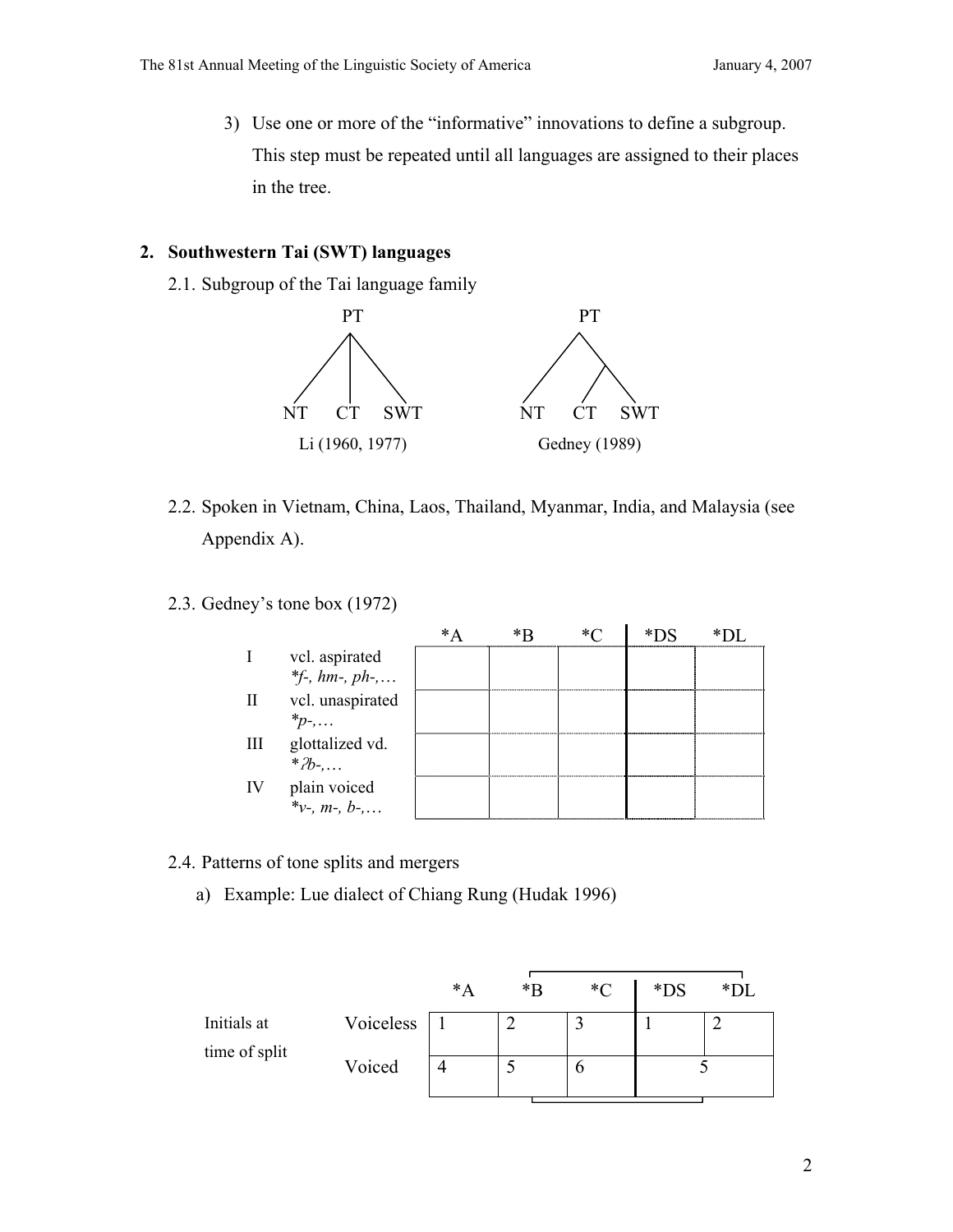3) Use one or more of the "informative" innovations to define a subgroup. This step must be repeated until all languages are assigned to their places in the tree.

## 2. Southwestern Tai (SWT) languages

2.1. Subgroup of the Tai language family

PT → NT, CT, SWT — Li (1960, 1977)

PT → NT, (CT, SWT) — Gedney (1989)

2.2. Spoken in Vietnam, China, Laos, Thailand, Myanmar, India, and Malaysia (see Appendix A).

2.3. Gedney's tone box (1972)

| | | *A | *B | *C | *DS | *DL |
|---|---|---|---|---|---|---|
| I | vcl. aspirated *\*f-, hm-, ph-,…* | | | | | |
| II | vcl. unaspirated *\*p-,…* | | | | | |
| III | glottalized vd. *\*ʔb-,…* | | | | | |
| IV | plain voiced *\*v-, m-, b-,…* | | | | | |

2.4. Patterns of tone splits and mergers

a) Example: Lue dialect of Chiang Rung (Hudak 1996)

| Initials at time of split | | *A | *B | *C | *DS | *DL |
|---|---|---|---|---|---|---|
| | Voiceless | 1 | 2 | 3 | 1 | 2 |
| | Voiced | 4 | 5 | 6 | 5 | |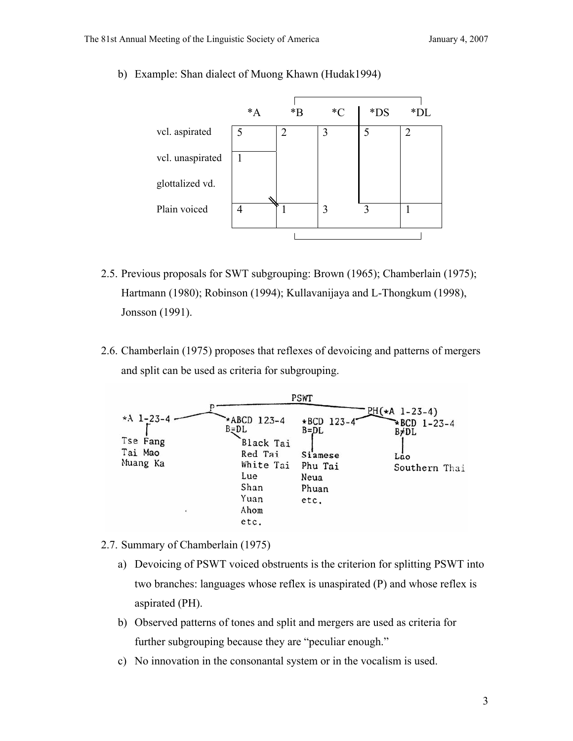b) Example: Shan dialect of Muong Khawn (Hudak1994)

|  | *A | *B | *C | *DS | *DL |
|---|---|---|---|---|---|
| vcl. aspirated | 5 | 2 | 3 | 5 | 2 |
| vcl. unaspirated | 1 |  |  |  |  |
| glottalized vd. |  |  |  |  |  |
| Plain voiced | 4 | 1 | 3 | 3 | 1 |

2.5. Previous proposals for SWT subgrouping: Brown (1965); Chamberlain (1975); Hartmann (1980); Robinson (1994); Kullavanijaya and L-Thongkum (1998), Jonsson (1991).

2.6. Chamberlain (1975) proposes that reflexes of devoicing and patterns of mergers and split can be used as criteria for subgrouping.

```
                                PSWT
                  P ─────────────────────────────── PH(*A 1-23-4)
*A 1-23-4 ───────┤                                  │
    │            *ABCD 123-4    *BCD 123-4 ─────────┤ *BCD 1-23-4
Tse Fang          B=DL           B=DL                  B≠DL
Tai Mao          Black Tai        │                     │
Muang Ka         Red Tai        Siamese               Lao
                 White Tai      Phu Tai               Southern Thai
                 Lue            Neua
                 Shan           Phuan
                 Yuan           etc.
                 Ahom
                 etc.
```

2.7. Summary of Chamberlain (1975)

a) Devoicing of PSWT voiced obstruents is the criterion for splitting PSWT into two branches: languages whose reflex is unaspirated (P) and whose reflex is aspirated (PH).

b) Observed patterns of tones and split and mergers are used as criteria for further subgrouping because they are "peculiar enough."

c) No innovation in the consonantal system or in the vocalism is used.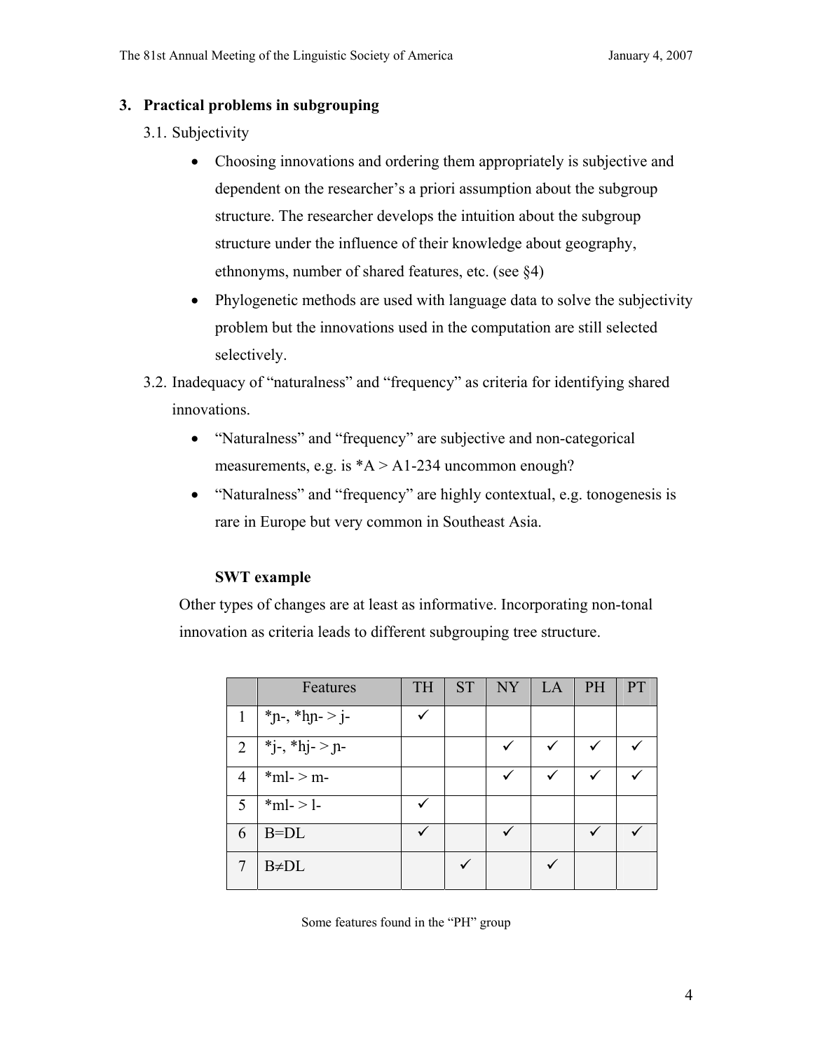## 3. Practical problems in subgrouping

### 3.1. Subjectivity

- Choosing innovations and ordering them appropriately is subjective and dependent on the researcher's a priori assumption about the subgroup structure. The researcher develops the intuition about the subgroup structure under the influence of their knowledge about geography, ethnonyms, number of shared features, etc. (see §4)
- Phylogenetic methods are used with language data to solve the subjectivity problem but the innovations used in the computation are still selected selectively.

### 3.2. Inadequacy of "naturalness" and "frequency" as criteria for identifying shared innovations.

- "Naturalness" and "frequency" are subjective and non-categorical measurements, e.g. is *A > A1-234 uncommon enough?
- "Naturalness" and "frequency" are highly contextual, e.g. tonogenesis is rare in Europe but very common in Southeast Asia.

**SWT example**

Other types of changes are at least as informative. Incorporating non-tonal innovation as criteria leads to different subgrouping tree structure.

| | Features | TH | ST | NY | LA | PH | PT |
|---|---|---|---|---|---|---|---|
| 1 | *ɲ-, *hɲ- > j- | ✓ | | | | | |
| 2 | *j-, *hj- > ɲ- | | | ✓ | ✓ | ✓ | ✓ |
| 4 | *ml- > m- | | | ✓ | ✓ | ✓ | ✓ |
| 5 | *ml- > l- | ✓ | | | | | |
| 6 | B=DL | ✓ | | ✓ | | ✓ | ✓ |
| 7 | B≠DL | | ✓ | | ✓ | | |

Some features found in the "PH" group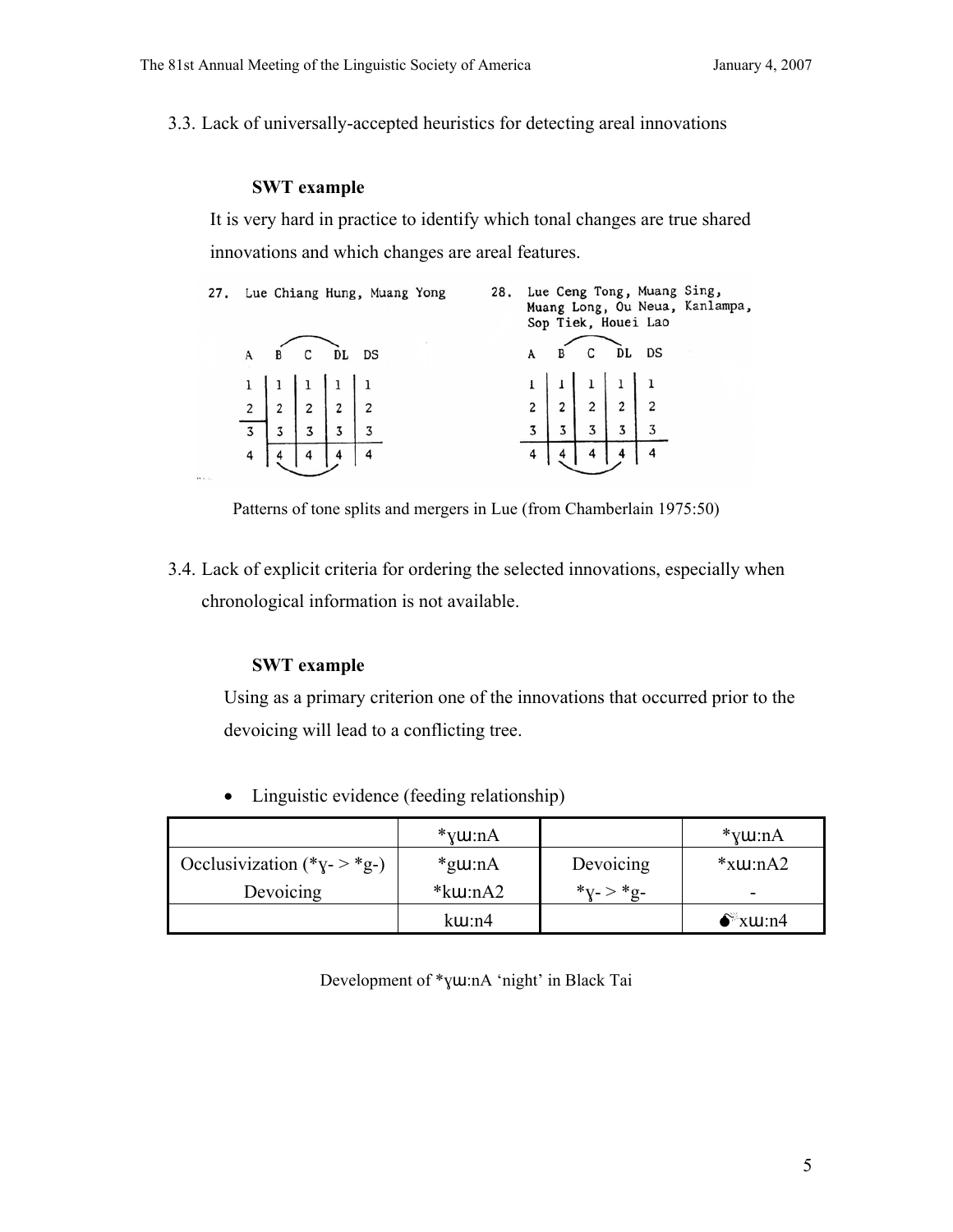3.3. Lack of universally-accepted heuristics for detecting areal innovations

**SWT example**

It is very hard in practice to identify which tonal changes are true shared innovations and which changes are areal features.

27. Lue Chiang Hung, Muang Yong

| A | B | C | DL | DS |
|---|---|---|---|---|
| 1 | 1 | 1 | 1 | 1 |
| 2 | 2 | 2 | 2 | 2 |
| 3 | 3 | 3 | 3 | 3 |
| 4 | 4 | 4 | 4 | 4 |

28. Lue Ceng Tong, Muang Sing, Muang Long, Ou Neua, Kanlampa, Sop Tiek, Houei Lao

| A | B | C | DL | DS |
|---|---|---|---|---|
| 1 | 1 | 1 | 1 | 1 |
| 2 | 2 | 2 | 2 | 2 |
| 3 | 3 | 3 | 3 | 3 |
| 4 | 4 | 4 | 4 | 4 |

Patterns of tone splits and mergers in Lue (from Chamberlain 1975:50)

3.4. Lack of explicit criteria for ordering the selected innovations, especially when chronological information is not available.

**SWT example**

Using as a primary criterion one of the innovations that occurred prior to the devoicing will lead to a conflicting tree.

- Linguistic evidence (feeding relationship)

| | *ɣɯ:nA | | *ɣɯ:nA |
|---|---|---|---|
| Occlusivization (*ɣ- > *g-) | *gɯ:nA | Devoicing | *xɯ:nA2 |
| Devoicing | *kɯ:nA2 | *ɣ- > *g- | - |
| | kɯ:n4 | | 💣xɯ:n4 |

Development of *ɣɯ:nA 'night' in Black Tai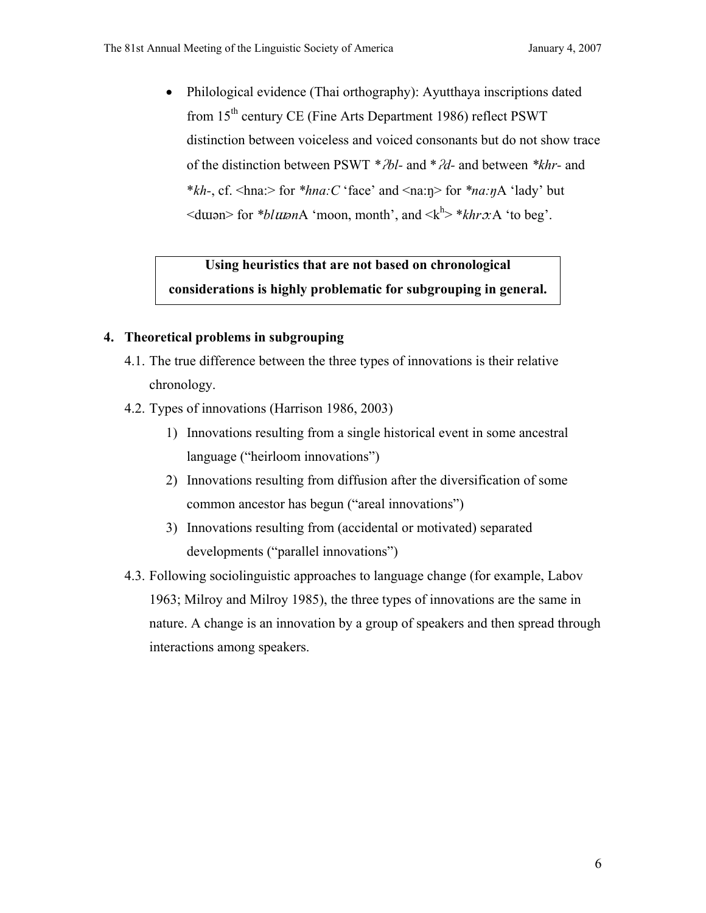- Philological evidence (Thai orthography): Ayutthaya inscriptions dated from 15th century CE (Fine Arts Department 1986) reflect PSWT distinction between voiceless and voiced consonants but do not show trace of the distinction between PSWT **ʔbl-* and **ʔd-* and between **khr-* and **kh-*, cf. <hna:> for **hna:C* 'face' and <na:ŋ> for **na:ŋ*A 'lady' but <dɯən> for **blɯən*A 'moon, month', and <kʰ> **khrɔ:*A 'to beg'.

**Using heuristics that are not based on chronological considerations is highly problematic for subgrouping in general.**

## 4. Theoretical problems in subgrouping

4.1. The true difference between the three types of innovations is their relative chronology.

4.2. Types of innovations (Harrison 1986, 2003)

1) Innovations resulting from a single historical event in some ancestral language ("heirloom innovations")
2) Innovations resulting from diffusion after the diversification of some common ancestor has begun ("areal innovations")
3) Innovations resulting from (accidental or motivated) separated developments ("parallel innovations")

4.3. Following sociolinguistic approaches to language change (for example, Labov 1963; Milroy and Milroy 1985), the three types of innovations are the same in nature. A change is an innovation by a group of speakers and then spread through interactions among speakers.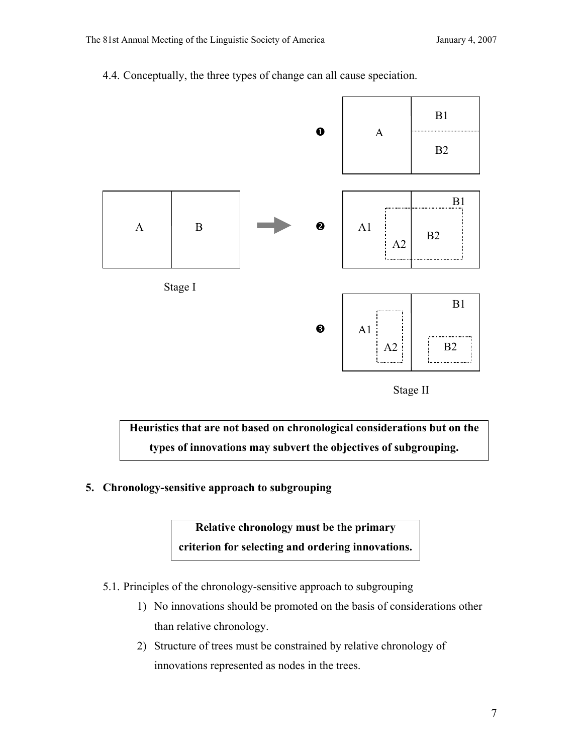4.4. Conceptually, the three types of change can all cause speciation.

**Heuristics that are not based on chronological considerations but on the types of innovations may subvert the objectives of subgrouping.**

## 5. Chronology-sensitive approach to subgrouping

**Relative chronology must be the primary criterion for selecting and ordering innovations.**

5.1. Principles of the chronology-sensitive approach to subgrouping

1) No innovations should be promoted on the basis of considerations other than relative chronology.
2) Structure of trees must be constrained by relative chronology of innovations represented as nodes in the trees.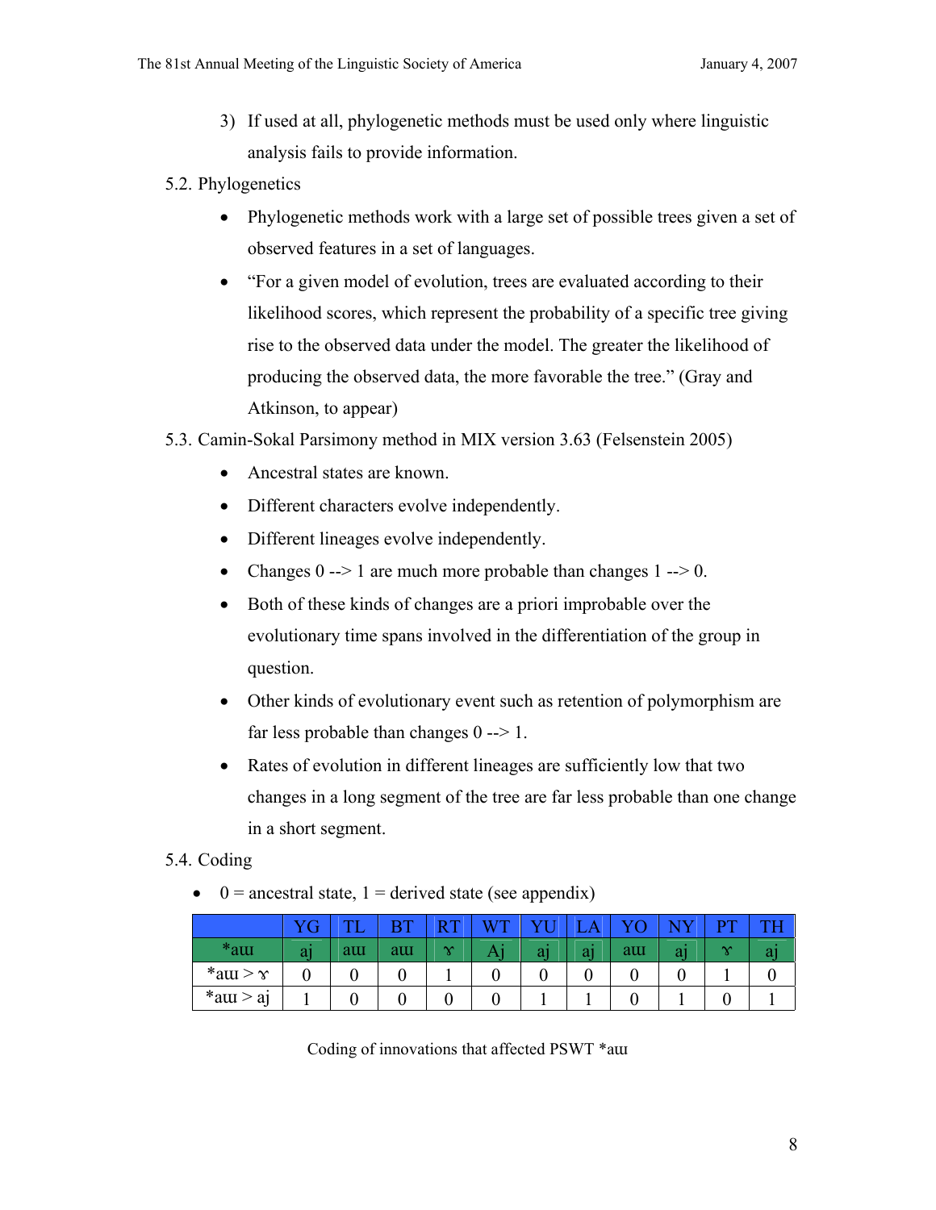3) If used at all, phylogenetic methods must be used only where linguistic analysis fails to provide information.

5.2. Phylogenetics

- Phylogenetic methods work with a large set of possible trees given a set of observed features in a set of languages.
- "For a given model of evolution, trees are evaluated according to their likelihood scores, which represent the probability of a specific tree giving rise to the observed data under the model. The greater the likelihood of producing the observed data, the more favorable the tree." (Gray and Atkinson, to appear)

5.3. Camin-Sokal Parsimony method in MIX version 3.63 (Felsenstein 2005)

- Ancestral states are known.
- Different characters evolve independently.
- Different lineages evolve independently.
- Changes 0 --> 1 are much more probable than changes 1 --> 0.
- Both of these kinds of changes are a priori improbable over the evolutionary time spans involved in the differentiation of the group in question.
- Other kinds of evolutionary event such as retention of polymorphism are far less probable than changes 0 --> 1.
- Rates of evolution in different lineages are sufficiently low that two changes in a long segment of the tree are far less probable than one change in a short segment.

5.4. Coding

- 0 = ancestral state, 1 = derived state (see appendix)

| | YG | TL | BT | RT | WT | YU | LA | YO | NY | PT | TH |
|---|---|---|---|---|---|---|---|---|---|---|---|
| *aɯ | aj | aɯ | aɯ | ɤ | Aj | aj | aj | aɯ | aj | ɤ | aj |
| *aɯ > ɤ | 0 | 0 | 0 | 1 | 0 | 0 | 0 | 0 | 0 | 1 | 0 |
| *aɯ > aj | 1 | 0 | 0 | 0 | 0 | 1 | 1 | 0 | 1 | 0 | 1 |

Coding of innovations that affected PSWT *aɯ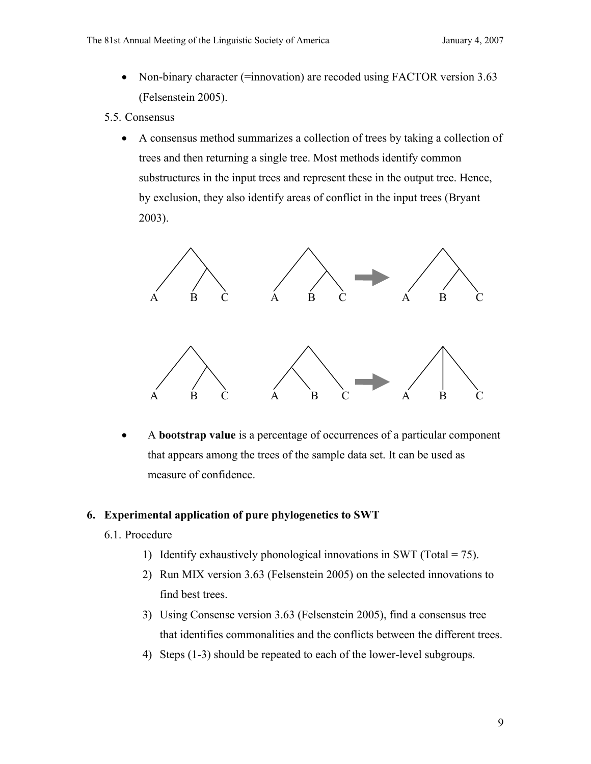- Non-binary character (=innovation) are recoded using FACTOR version 3.63 (Felsenstein 2005).

5.5. Consensus

- A consensus method summarizes a collection of trees by taking a collection of trees and then returning a single tree. Most methods identify common substructures in the input trees and represent these in the output tree. Hence, by exclusion, they also identify areas of conflict in the input trees (Bryant 2003).

- A **bootstrap value** is a percentage of occurrences of a particular component that appears among the trees of the sample data set. It can be used as measure of confidence.

## 6. Experimental application of pure phylogenetics to SWT

6.1. Procedure

1) Identify exhaustively phonological innovations in SWT (Total = 75).
2) Run MIX version 3.63 (Felsenstein 2005) on the selected innovations to find best trees.
3) Using Consense version 3.63 (Felsenstein 2005), find a consensus tree that identifies commonalities and the conflicts between the different trees.
4) Steps (1-3) should be repeated to each of the lower-level subgroups.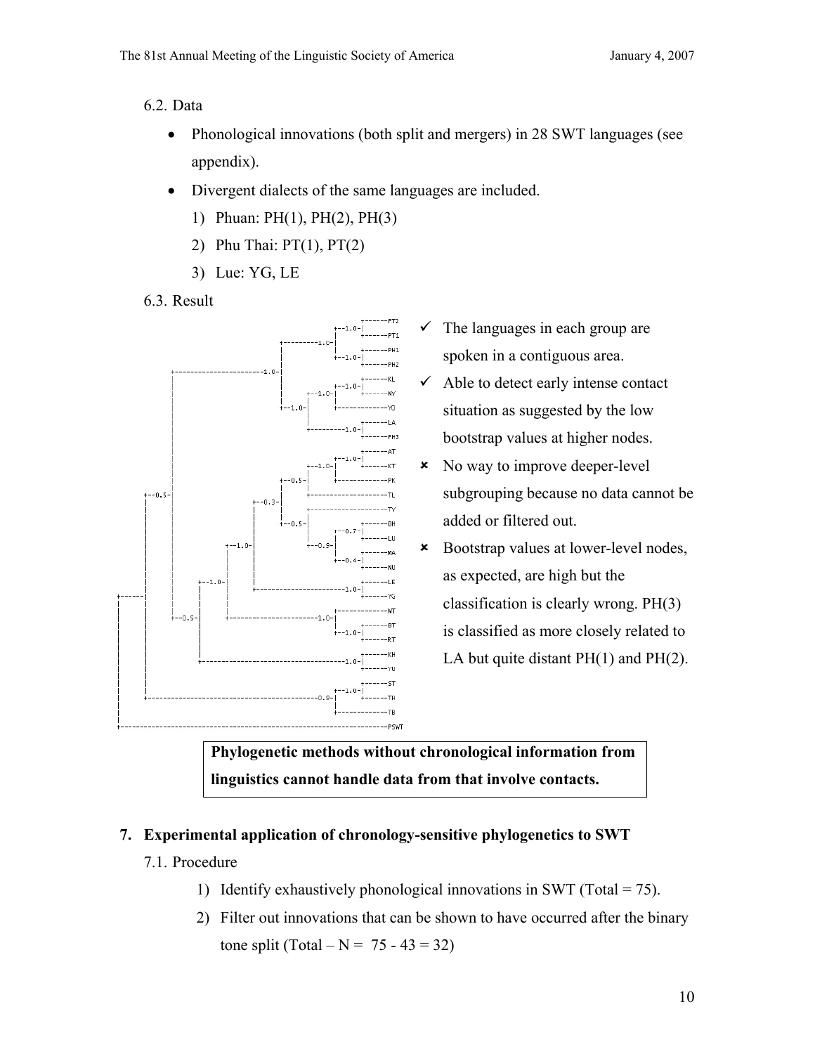6.2. Data

- Phonological innovations (both split and mergers) in 28 SWT languages (see appendix).
- Divergent dialects of the same languages are included.
  1) Phuan: PH(1), PH(2), PH(3)
  2) Phu Thai: PT(1), PT(2)
  3) Lue: YG, LE

6.3. Result

```
                                                    +------PT2
                                              +--1.0-|
                                              |      +------PT1
                                    +-------1.0-|
                                    |         |      +------PH1
                                    |         +--1.0-|
                                    |                +------PH2
          +-----------------------1.0-|
          |                         |                +------KL
          |                         |         +--1.0-|
          |                         |   +--1.0-|      +------NY
          |                         |   |     +-------------YO
          |                         +--1.0-|
          |                             |            +------LA
          |                             +---------1.0-|
          |                                          +------PH3
          |                                          +------AT
          |                                   +--1.0-|
          |                             +--1.0-|      +------KT
          |                       +--0.5-|     +-------------PK
          |                       |     +--------------------TL
 +--0.5-|                  +--0.3-|
 |        |                  |     |     +--------------------TY
 |        |                  |     +--0.5-|           +------DH
 |        |                  |           |     +--0.7-|
 |        |                  |           |     |      +------LU
 |        |            +--1.0-|           +--0.9-|
 |        |            |      |                 |      +------MA
 |        |            |      |                 +--0.4-|
 |        |            |      |                        +------NU
 |        |      +--1.0-|      |                        +------LE
 |        |      |      |      +---------------------1.0-|
 |        |      |      |                               +------YG
+------|        +--0.5-|      |                        +-------------WT
 |        |      |      +---------------------1.0-|
 |        |      |                               |     +------DT
 |        |      |                               +--1.0-|
 |        |      |                                      +------RT
 |        |      |                                      +------KH
 |        |      +-----------------------------------1.0-|
 |        |                                             +------YU
 |        |                                             +------ST
 |        |                                       +--1.0-|
 |        +-----------------------------------0.9-|      +------TH
 |                                                +-------------TB
 +-----------------------------------------------------------------PSWT
```

- ✓ The languages in each group are spoken in a contiguous area.
- ✓ Able to detect early intense contact situation as suggested by the low bootstrap values at higher nodes.
- ✗ No way to improve deeper-level subgrouping because no data cannot be added or filtered out.
- ✗ Bootstrap values at lower-level nodes, as expected, are high but the classification is clearly wrong. PH(3) is classified as more closely related to LA but quite distant PH(1) and PH(2).

**Phylogenetic methods without chronological information from linguistics cannot handle data from that involve contacts.**

## 7. Experimental application of chronology-sensitive phylogenetics to SWT

7.1. Procedure

1) Identify exhaustively phonological innovations in SWT (Total = 75).
2) Filter out innovations that can be shown to have occurred after the binary tone split (Total – N = 75 - 43 = 32)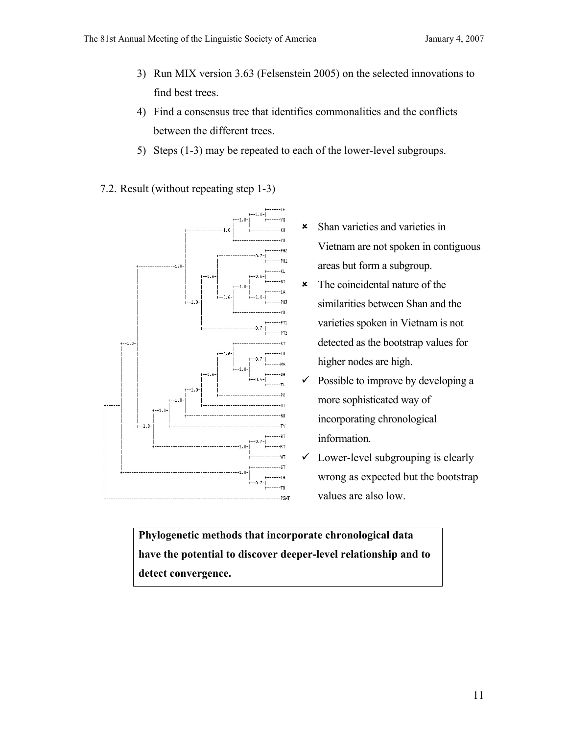3) Run MIX version 3.63 (Felsenstein 2005) on the selected innovations to find best trees.
4) Find a consensus tree that identifies commonalities and the conflicts between the different trees.
5) Steps (1-3) may be repeated to each of the lower-level subgroups.

### 7.2. Result (without repeating step 1-3)

```
                                                  +------LE
                                          +--1.0-|
                                   +--1.0-|      +------YG
                                   |      |
               +--------------1.0-|      +-------------KH
               |                   |
               |                   +--------------------YU
               |                                 +------PH2
               |              +-------------0.7-|
               |              |                  +------PH1
    +------1.0-|              |                  +------KL
    |          |       +--0.6-|          +--0.5-|
    |          |       |      |   +--1.0-|      +------NY
    |          |       |      |   |      |      +------LA
    |          +--1.0- |      +--0.6-|   +--1.0-|
    |                  |          |             +------PH3
    |                  |          +--------------------YD
    |                  |                         +------PT1
    |                  +--------------------0.7-|
    |                                            +------PT2
+--1.0-|                                  +--------------------KT
|   |                              +--0.6-|          +------LU
|   |                              |      |   +--0.7-|
|   |                              |      +--1.0-|   +------MA
|   |                       +--0.6-|          |      +------DH
|   |                       |      |          +--0.5-|
|   |                +--1.0-|      |                 +------TL
|   |         +--1.0-|      |      +--------------------------PK
|   |  +--1.0-|      |      +---------------------------------AT
|   |  |      |      +----------------------------------------NU
|   +--1.0-|  +-----------------------------------------------TY
|          |                                     +------BT
|          |                              +--0.7-|
|          +--------------------------1.0-|      +------RT
|                                         +-------------WT
|                                         +-------------ST
+---------------------------------------1.0-|
                                            |      +------TH
                                            +--0.7-|
                                                   +------TB
-------------------------------------------------------------PSWT
```

- ✗ Shan varieties and varieties in Vietnam are not spoken in contiguous areas but form a subgroup.
- ✗ The coincidental nature of the similarities between Shan and the varieties spoken in Vietnam is not detected as the bootstrap values for higher nodes are high.
- ✓ Possible to improve by developing a more sophisticated way of incorporating chronological information.
- ✓ Lower-level subgrouping is clearly wrong as expected but the bootstrap values are also low.

**Phylogenetic methods that incorporate chronological data have the potential to discover deeper-level relationship and to detect convergence.**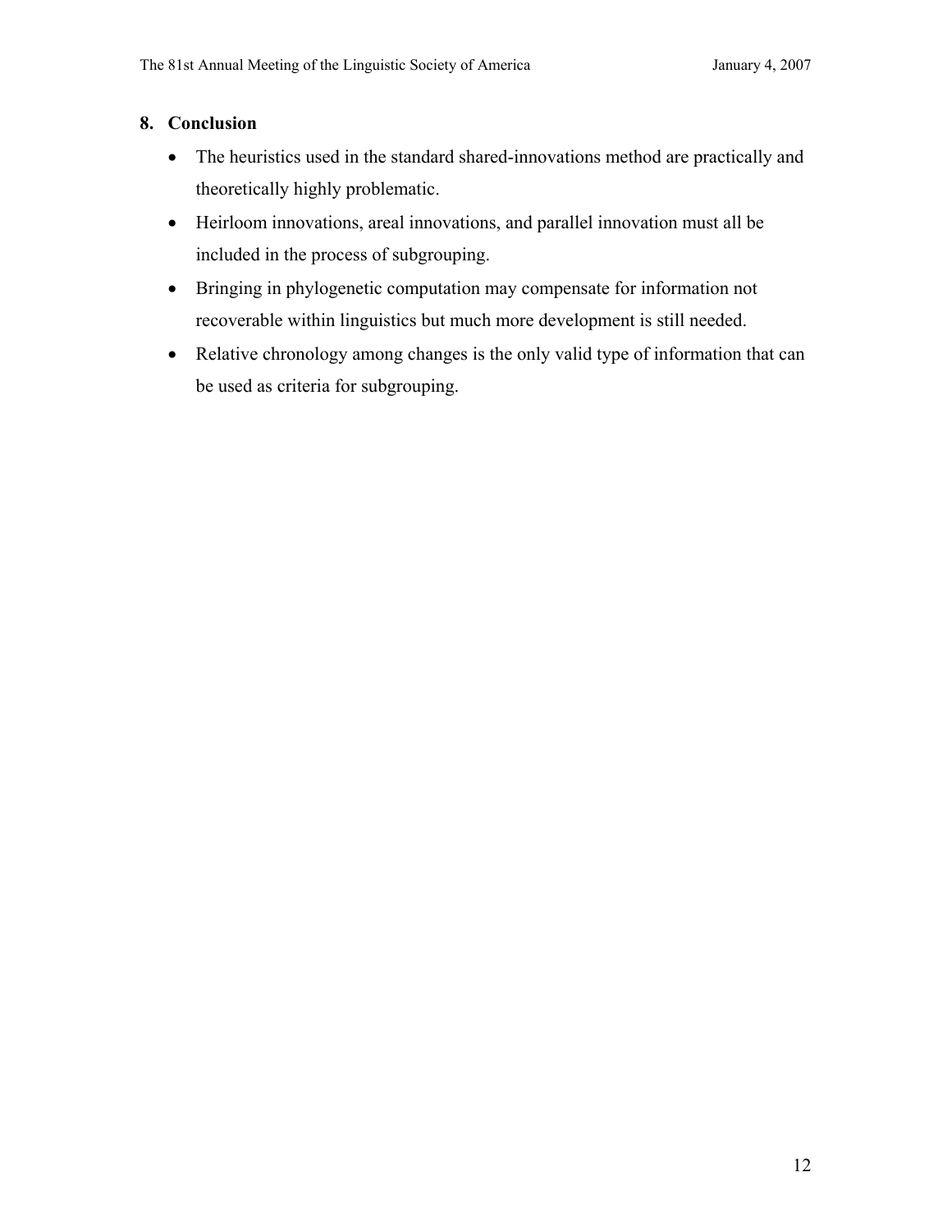## 8. Conclusion

- The heuristics used in the standard shared-innovations method are practically and theoretically highly problematic.
- Heirloom innovations, areal innovations, and parallel innovation must all be included in the process of subgrouping.
- Bringing in phylogenetic computation may compensate for information not recoverable within linguistics but much more development is still needed.
- Relative chronology among changes is the only valid type of information that can be used as criteria for subgrouping.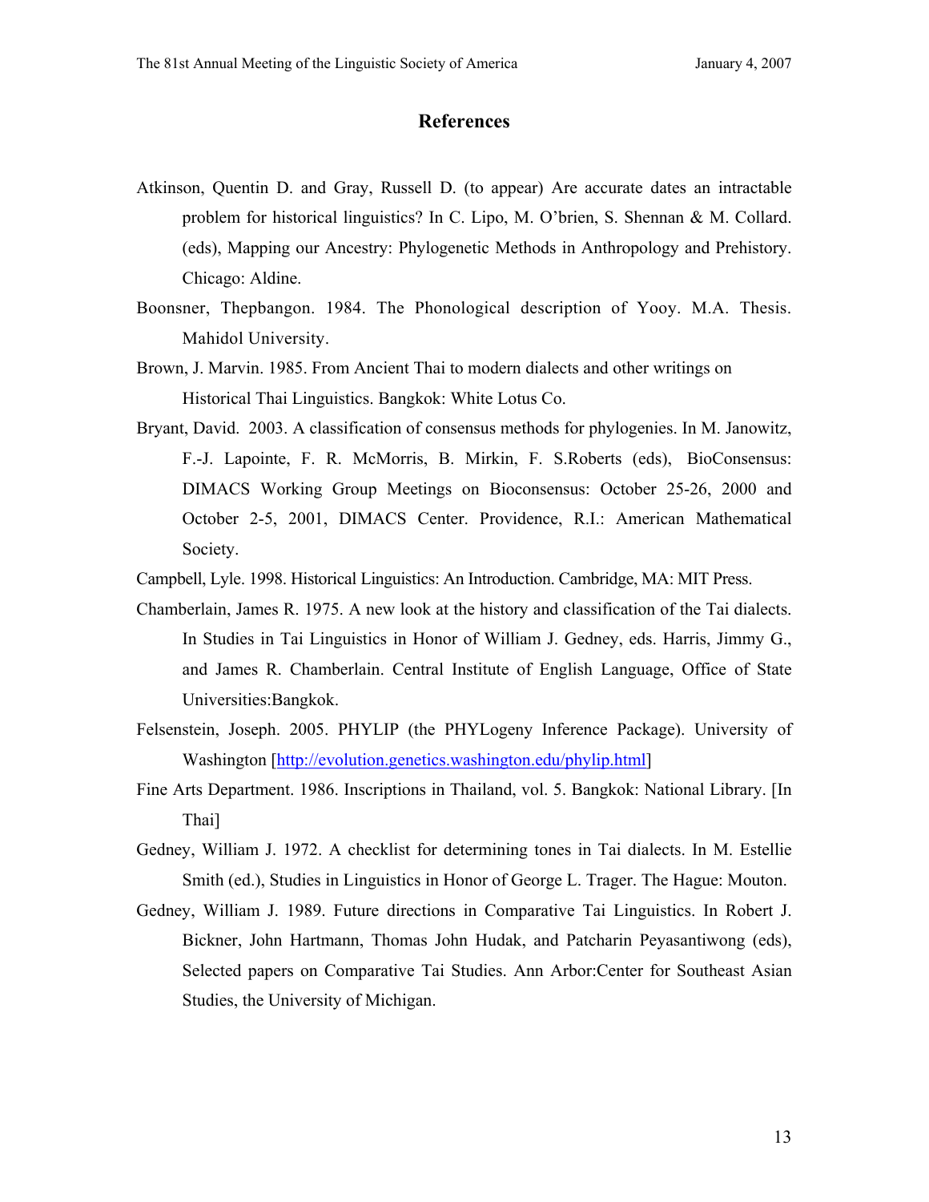## References

Atkinson, Quentin D. and Gray, Russell D. (to appear) Are accurate dates an intractable problem for historical linguistics? In C. Lipo, M. O'brien, S. Shennan & M. Collard. (eds), Mapping our Ancestry: Phylogenetic Methods in Anthropology and Prehistory. Chicago: Aldine.

Boonsner, Thepbangon. 1984. The Phonological description of Yooy. M.A. Thesis. Mahidol University.

Brown, J. Marvin. 1985. From Ancient Thai to modern dialects and other writings on Historical Thai Linguistics. Bangkok: White Lotus Co.

Bryant, David. 2003. A classification of consensus methods for phylogenies. In M. Janowitz, F.-J. Lapointe, F. R. McMorris, B. Mirkin, F. S.Roberts (eds), BioConsensus: DIMACS Working Group Meetings on Bioconsensus: October 25-26, 2000 and October 2-5, 2001, DIMACS Center. Providence, R.I.: American Mathematical Society.

Campbell, Lyle. 1998. Historical Linguistics: An Introduction. Cambridge, MA: MIT Press.

Chamberlain, James R. 1975. A new look at the history and classification of the Tai dialects. In Studies in Tai Linguistics in Honor of William J. Gedney, eds. Harris, Jimmy G., and James R. Chamberlain. Central Institute of English Language, Office of State Universities:Bangkok.

Felsenstein, Joseph. 2005. PHYLIP (the PHYLogeny Inference Package). University of Washington [http://evolution.genetics.washington.edu/phylip.html]

Fine Arts Department. 1986. Inscriptions in Thailand, vol. 5. Bangkok: National Library. [In Thai]

Gedney, William J. 1972. A checklist for determining tones in Tai dialects. In M. Estellie Smith (ed.), Studies in Linguistics in Honor of George L. Trager. The Hague: Mouton.

Gedney, William J. 1989. Future directions in Comparative Tai Linguistics. In Robert J. Bickner, John Hartmann, Thomas John Hudak, and Patcharin Peyasantiwong (eds), Selected papers on Comparative Tai Studies. Ann Arbor:Center for Southeast Asian Studies, the University of Michigan.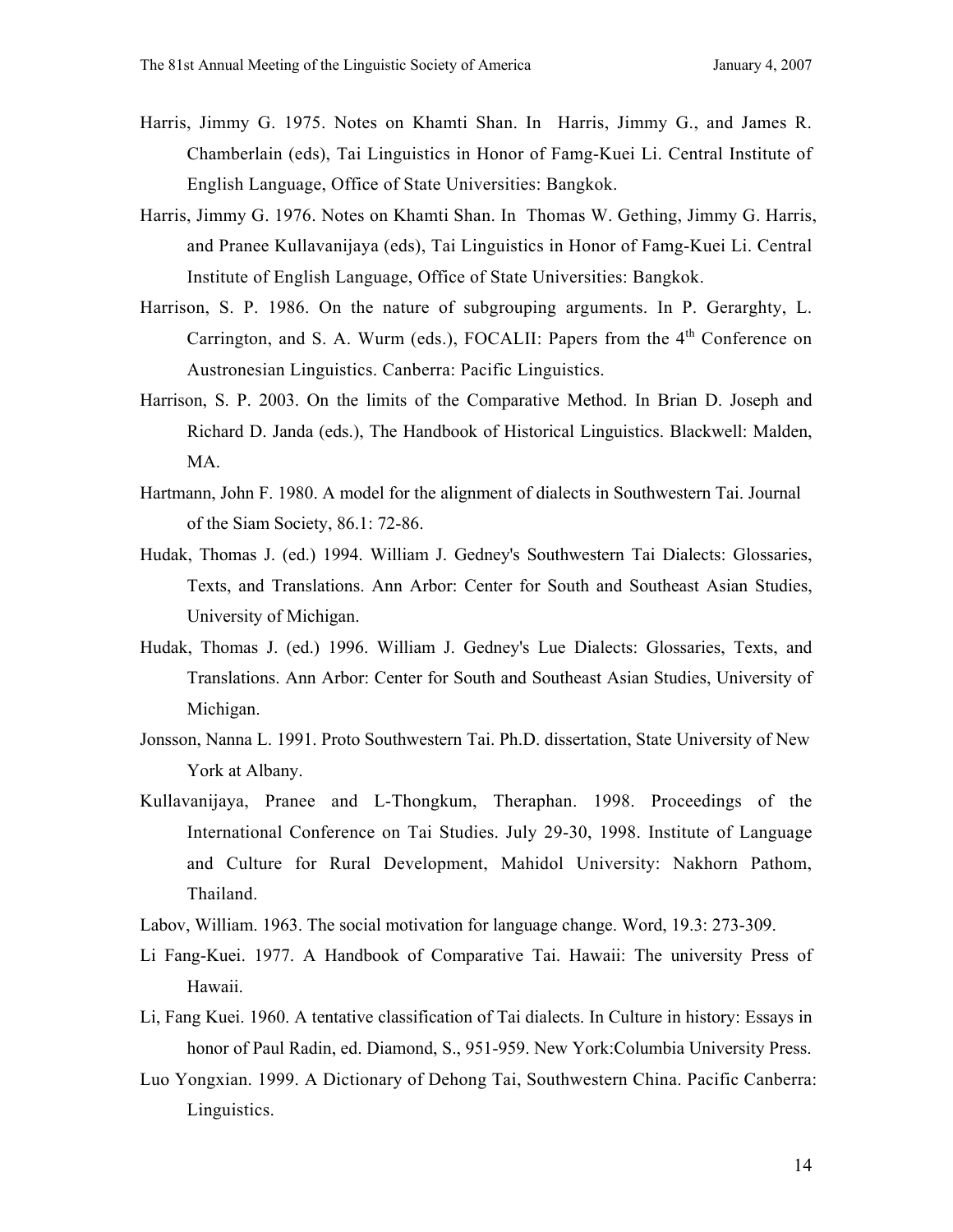Harris, Jimmy G. 1975. Notes on Khamti Shan. In Harris, Jimmy G., and James R. Chamberlain (eds), Tai Linguistics in Honor of Famg-Kuei Li. Central Institute of English Language, Office of State Universities: Bangkok.

Harris, Jimmy G. 1976. Notes on Khamti Shan. In Thomas W. Gething, Jimmy G. Harris, and Pranee Kullavanijaya (eds), Tai Linguistics in Honor of Famg-Kuei Li. Central Institute of English Language, Office of State Universities: Bangkok.

Harrison, S. P. 1986. On the nature of subgrouping arguments. In P. Gerarghty, L. Carrington, and S. A. Wurm (eds.), FOCALII: Papers from the 4th Conference on Austronesian Linguistics. Canberra: Pacific Linguistics.

Harrison, S. P. 2003. On the limits of the Comparative Method. In Brian D. Joseph and Richard D. Janda (eds.), The Handbook of Historical Linguistics. Blackwell: Malden, MA.

Hartmann, John F. 1980. A model for the alignment of dialects in Southwestern Tai. Journal of the Siam Society, 86.1: 72-86.

Hudak, Thomas J. (ed.) 1994. William J. Gedney's Southwestern Tai Dialects: Glossaries, Texts, and Translations. Ann Arbor: Center for South and Southeast Asian Studies, University of Michigan.

Hudak, Thomas J. (ed.) 1996. William J. Gedney's Lue Dialects: Glossaries, Texts, and Translations. Ann Arbor: Center for South and Southeast Asian Studies, University of Michigan.

Jonsson, Nanna L. 1991. Proto Southwestern Tai. Ph.D. dissertation, State University of New York at Albany.

Kullavanijaya, Pranee and L-Thongkum, Theraphan. 1998. Proceedings of the International Conference on Tai Studies. July 29-30, 1998. Institute of Language and Culture for Rural Development, Mahidol University: Nakhorn Pathom, Thailand.

Labov, William. 1963. The social motivation for language change. Word, 19.3: 273-309.

Li Fang-Kuei. 1977. A Handbook of Comparative Tai. Hawaii: The university Press of Hawaii.

Li, Fang Kuei. 1960. A tentative classification of Tai dialects. In Culture in history: Essays in honor of Paul Radin, ed. Diamond, S., 951-959. New York:Columbia University Press.

Luo Yongxian. 1999. A Dictionary of Dehong Tai, Southwestern China. Pacific Canberra: Linguistics.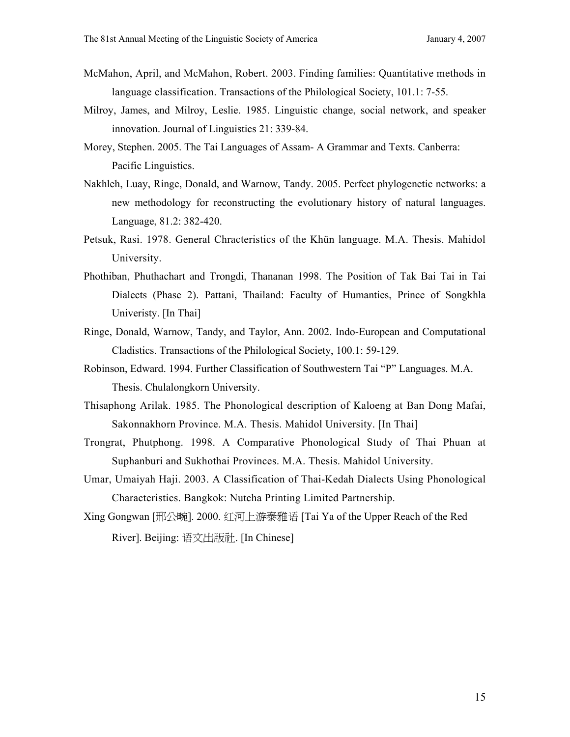McMahon, April, and McMahon, Robert. 2003. Finding families: Quantitative methods in language classification. Transactions of the Philological Society, 101.1: 7-55.

Milroy, James, and Milroy, Leslie. 1985. Linguistic change, social network, and speaker innovation. Journal of Linguistics 21: 339-84.

Morey, Stephen. 2005. The Tai Languages of Assam- A Grammar and Texts. Canberra: Pacific Linguistics.

Nakhleh, Luay, Ringe, Donald, and Warnow, Tandy. 2005. Perfect phylogenetic networks: a new methodology for reconstructing the evolutionary history of natural languages. Language, 81.2: 382-420.

Petsuk, Rasi. 1978. General Chracteristics of the Khün language. M.A. Thesis. Mahidol University.

Phothiban, Phuthachart and Trongdi, Thananan 1998. The Position of Tak Bai Tai in Tai Dialects (Phase 2). Pattani, Thailand: Faculty of Humanties, Prince of Songkhla Univeristy. [In Thai]

Ringe, Donald, Warnow, Tandy, and Taylor, Ann. 2002. Indo-European and Computational Cladistics. Transactions of the Philological Society, 100.1: 59-129.

Robinson, Edward. 1994. Further Classification of Southwestern Tai "P" Languages. M.A. Thesis. Chulalongkorn University.

Thisaphong Arilak. 1985. The Phonological description of Kaloeng at Ban Dong Mafai, Sakonnakhorn Province. M.A. Thesis. Mahidol University. [In Thai]

Trongrat, Phutphong. 1998. A Comparative Phonological Study of Thai Phuan at Suphanburi and Sukhothai Provinces. M.A. Thesis. Mahidol University.

Umar, Umaiyah Haji. 2003. A Classification of Thai-Kedah Dialects Using Phonological Characteristics. Bangkok: Nutcha Printing Limited Partnership.

Xing Gongwan [邢公畹]. 2000. 红河上游泰雅语 [Tai Ya of the Upper Reach of the Red River]. Beijing: 语文出版社. [In Chinese]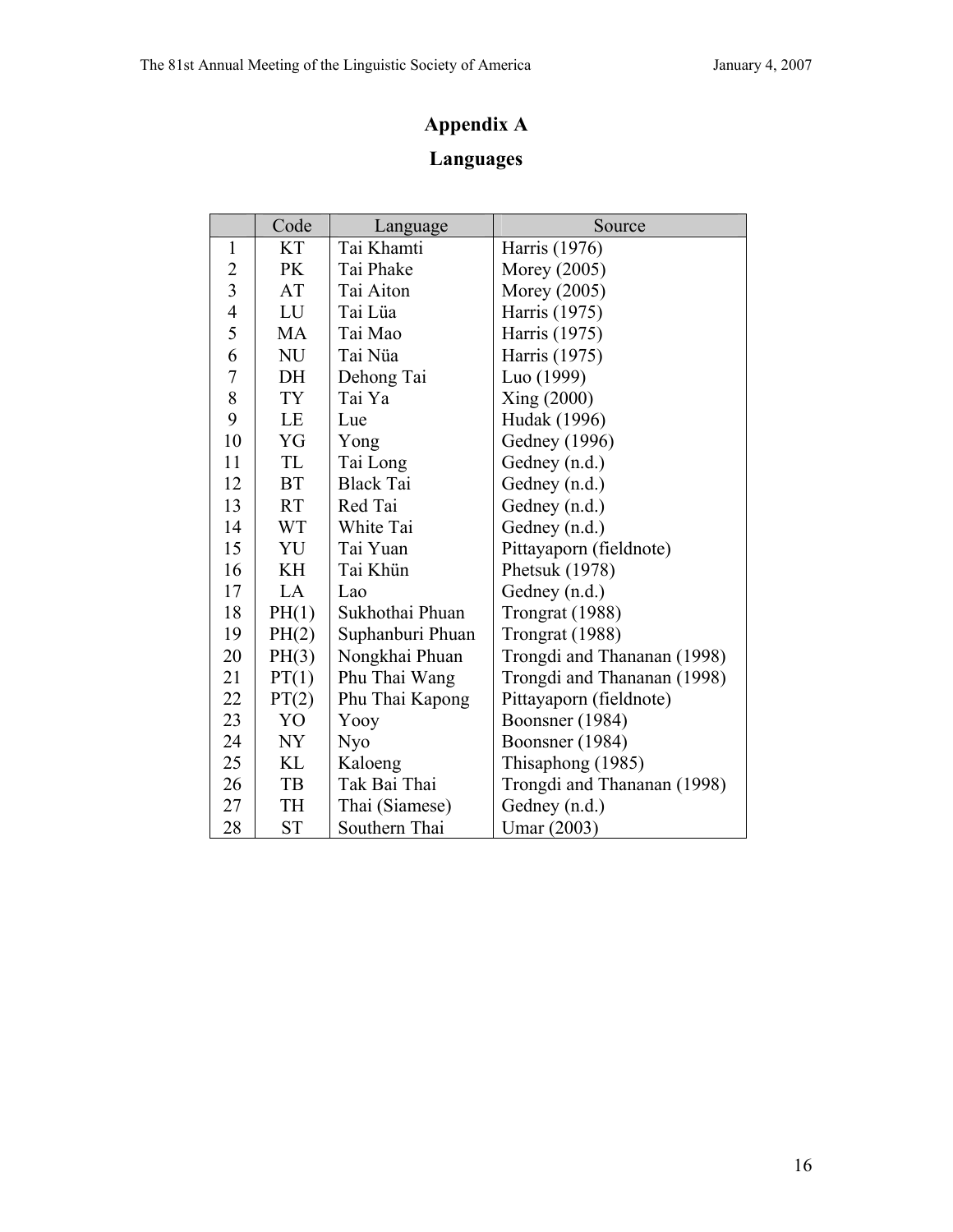# Appendix A

## Languages

| | Code | Language | Source |
|---|---|---|---|
| 1 | KT | Tai Khamti | Harris (1976) |
| 2 | PK | Tai Phake | Morey (2005) |
| 3 | AT | Tai Aiton | Morey (2005) |
| 4 | LU | Tai Lüa | Harris (1975) |
| 5 | MA | Tai Mao | Harris (1975) |
| 6 | NU | Tai Nüa | Harris (1975) |
| 7 | DH | Dehong Tai | Luo (1999) |
| 8 | TY | Tai Ya | Xing (2000) |
| 9 | LE | Lue | Hudak (1996) |
| 10 | YG | Yong | Gedney (1996) |
| 11 | TL | Tai Long | Gedney (n.d.) |
| 12 | BT | Black Tai | Gedney (n.d.) |
| 13 | RT | Red Tai | Gedney (n.d.) |
| 14 | WT | White Tai | Gedney (n.d.) |
| 15 | YU | Tai Yuan | Pittayaporn (fieldnote) |
| 16 | KH | Tai Khün | Phetsuk (1978) |
| 17 | LA | Lao | Gedney (n.d.) |
| 18 | PH(1) | Sukhothai Phuan | Trongrat (1988) |
| 19 | PH(2) | Suphanburi Phuan | Trongrat (1988) |
| 20 | PH(3) | Nongkhai Phuan | Trongdi and Thananan (1998) |
| 21 | PT(1) | Phu Thai Wang | Trongdi and Thananan (1998) |
| 22 | PT(2) | Phu Thai Kapong | Pittayaporn (fieldnote) |
| 23 | YO | Yooy | Boonsner (1984) |
| 24 | NY | Nyo | Boonsner (1984) |
| 25 | KL | Kaloeng | Thisaphong (1985) |
| 26 | TB | Tak Bai Thai | Trongdi and Thananan (1998) |
| 27 | TH | Thai (Siamese) | Gedney (n.d.) |
| 28 | ST | Southern Thai | Umar (2003) |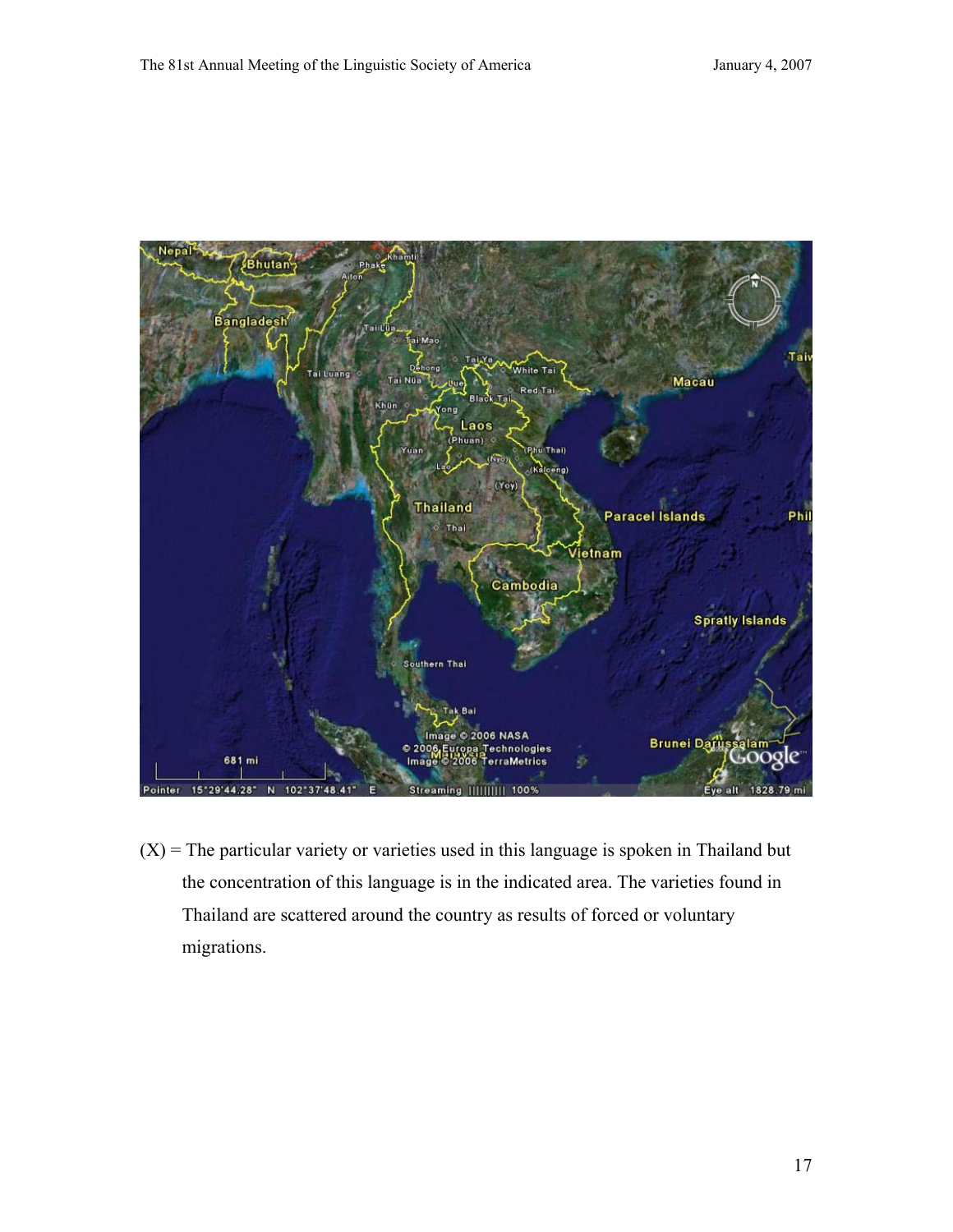(X) = The particular variety or varieties used in this language is spoken in Thailand but the concentration of this language is in the indicated area. The varieties found in Thailand are scattered around the country as results of forced or voluntary migrations.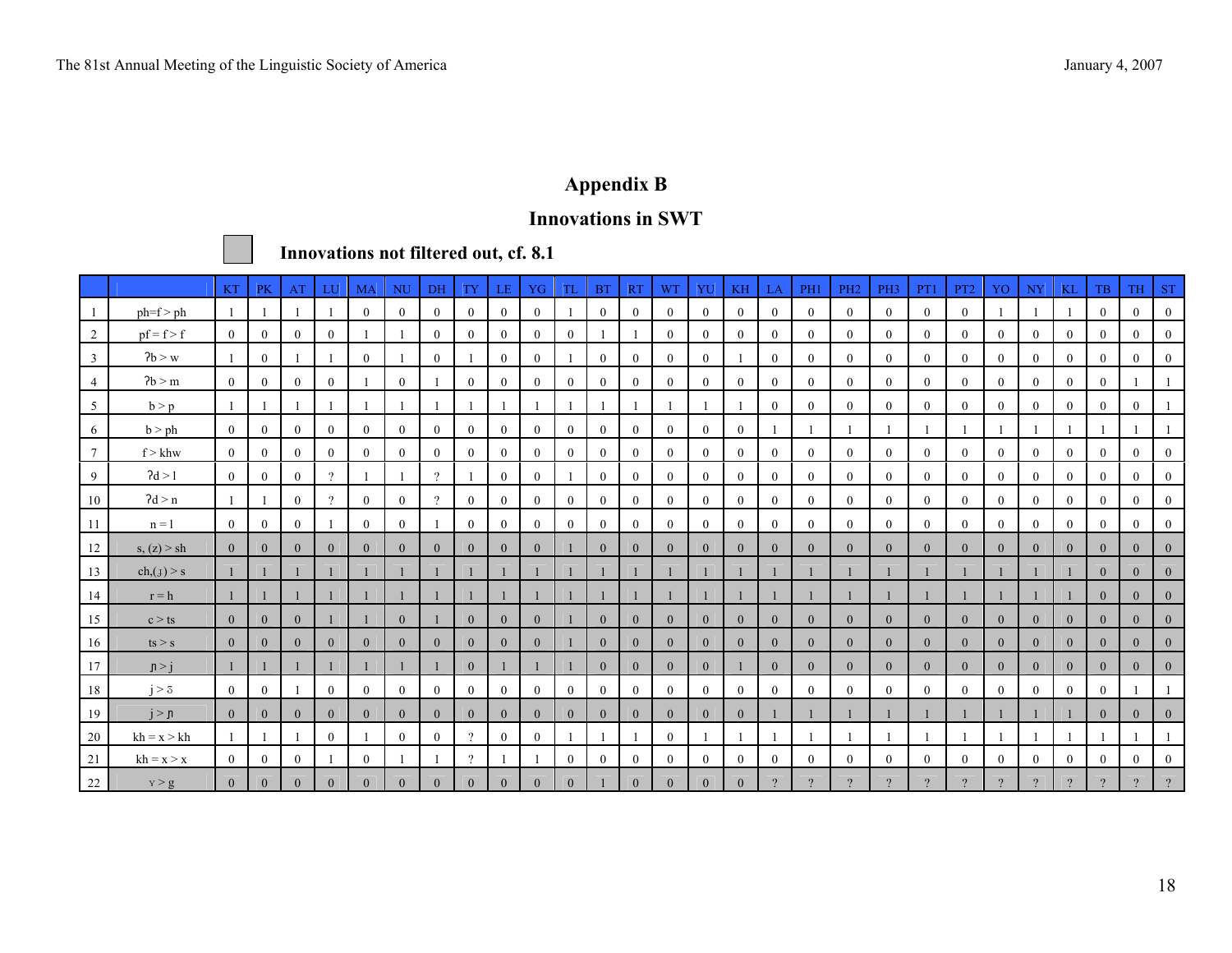## Appendix B

## Innovations in SWT

**Innovations not filtered out, cf. 8.1**

| | | KT | PK | AT | LU | MA | NU | DH | TY | LE | YG | TL | BT | RT | WT | YU | KH | LA | PH1 | PH2 | PH3 | PT1 | PT2 | YO | NY | KL | TB | TH | ST |
|---|---|---|---|---|---|---|---|---|---|---|---|---|---|---|---|---|---|---|---|---|---|---|---|---|---|---|---|---|---|
| 1 | ph=f > ph | 1 | 1 | 1 | 1 | 0 | 0 | 0 | 0 | 0 | 0 | 1 | 0 | 0 | 0 | 0 | 0 | 0 | 0 | 0 | 0 | 0 | 0 | 1 | 1 | 1 | 0 | 0 | 0 |
| 2 | pf = f > f | 0 | 0 | 0 | 0 | 1 | 1 | 0 | 0 | 0 | 0 | 0 | 1 | 1 | 0 | 0 | 0 | 0 | 0 | 0 | 0 | 0 | 0 | 0 | 0 | 0 | 0 | 0 | 0 |
| 3 | ʔb > w | 1 | 0 | 1 | 1 | 0 | 1 | 0 | 1 | 0 | 0 | 1 | 0 | 0 | 0 | 0 | 1 | 0 | 0 | 0 | 0 | 0 | 0 | 0 | 0 | 0 | 0 | 0 | 0 |
| 4 | ʔb > m | 0 | 0 | 0 | 0 | 1 | 0 | 1 | 0 | 0 | 0 | 0 | 0 | 0 | 0 | 0 | 0 | 0 | 0 | 0 | 0 | 0 | 0 | 0 | 0 | 0 | 0 | 1 | 1 |
| 5 | b > p | 1 | 1 | 1 | 1 | 1 | 1 | 1 | 1 | 1 | 1 | 1 | 1 | 1 | 1 | 1 | 1 | 0 | 0 | 0 | 0 | 0 | 0 | 0 | 0 | 0 | 0 | 0 | 1 |
| 6 | b > ph | 0 | 0 | 0 | 0 | 0 | 0 | 0 | 0 | 0 | 0 | 0 | 0 | 0 | 0 | 0 | 0 | 1 | 1 | 1 | 1 | 1 | 1 | 1 | 1 | 1 | 1 | 1 | 1 |
| 7 | f > khw | 0 | 0 | 0 | 0 | 0 | 0 | 0 | 0 | 0 | 0 | 0 | 0 | 0 | 0 | 0 | 0 | 0 | 0 | 0 | 0 | 0 | 0 | 0 | 0 | 0 | 0 | 0 | 0 |
| 9 | ʔd > l | 0 | 0 | 0 | ? | 1 | 1 | ? | 1 | 0 | 0 | 1 | 0 | 0 | 0 | 0 | 0 | 0 | 0 | 0 | 0 | 0 | 0 | 0 | 0 | 0 | 0 | 0 | 0 |
| 10 | ʔd > n | 1 | 1 | 0 | ? | 0 | 0 | ? | 0 | 0 | 0 | 0 | 0 | 0 | 0 | 0 | 0 | 0 | 0 | 0 | 0 | 0 | 0 | 0 | 0 | 0 | 0 | 0 | 0 |
| 11 | n = l | 0 | 0 | 0 | 1 | 0 | 0 | 1 | 0 | 0 | 0 | 0 | 0 | 0 | 0 | 0 | 0 | 0 | 0 | 0 | 0 | 0 | 0 | 0 | 0 | 0 | 0 | 0 | 0 |
| 12 | s, (z) > sh | 0 | 0 | 0 | 0 | 0 | 0 | 0 | 0 | 0 | 0 | 1 | 0 | 0 | 0 | 0 | 0 | 0 | 0 | 0 | 0 | 0 | 0 | 0 | 0 | 0 | 0 | 0 | 0 |
| 13 | ch,(ɟ) > s | 1 | 1 | 1 | 1 | 1 | 1 | 1 | 1 | 1 | 1 | 1 | 1 | 1 | 1 | 1 | 1 | 1 | 1 | 1 | 1 | 1 | 1 | 1 | 1 | 1 | 0 | 0 | 0 |
| 14 | r = h | 1 | 1 | 1 | 1 | 1 | 1 | 1 | 1 | 1 | 1 | 1 | 1 | 1 | 1 | 1 | 1 | 1 | 1 | 1 | 1 | 1 | 1 | 1 | 1 | 1 | 0 | 0 | 0 |
| 15 | c > ts | 0 | 0 | 0 | 1 | 1 | 0 | 1 | 0 | 0 | 0 | 1 | 0 | 0 | 0 | 0 | 0 | 0 | 0 | 0 | 0 | 0 | 0 | 0 | 0 | 0 | 0 | 0 | 0 |
| 16 | ts > s | 0 | 0 | 0 | 0 | 0 | 0 | 0 | 0 | 0 | 0 | 1 | 0 | 0 | 0 | 0 | 0 | 0 | 0 | 0 | 0 | 0 | 0 | 0 | 0 | 0 | 0 | 0 | 0 |
| 17 | ɲ > j | 1 | 1 | 1 | 1 | 1 | 1 | 1 | 0 | 1 | 1 | 1 | 0 | 0 | 0 | 0 | 1 | 0 | 0 | 0 | 0 | 0 | 0 | 0 | 0 | 0 | 0 | 0 | 0 |
| 18 | j > ʒ | 0 | 0 | 1 | 0 | 0 | 0 | 0 | 0 | 0 | 0 | 0 | 0 | 0 | 0 | 0 | 0 | 0 | 0 | 0 | 0 | 0 | 0 | 0 | 0 | 0 | 0 | 1 | 1 |
| 19 | j > ɲ | 0 | 0 | 0 | 0 | 0 | 0 | 0 | 0 | 0 | 0 | 0 | 0 | 0 | 0 | 0 | 0 | 1 | 1 | 1 | 1 | 1 | 1 | 1 | 1 | 1 | 0 | 0 | 0 |
| 20 | kh = x > kh | 1 | 1 | 1 | 0 | 1 | 0 | 0 | ? | 0 | 0 | 1 | 1 | 1 | 0 | 1 | 1 | 1 | 1 | 1 | 1 | 1 | 1 | 1 | 1 | 1 | 1 | 1 | 1 |
| 21 | kh = x > x | 0 | 0 | 0 | 1 | 0 | 1 | 1 | ? | 1 | 1 | 0 | 0 | 0 | 0 | 0 | 0 | 0 | 0 | 0 | 0 | 0 | 0 | 0 | 0 | 0 | 0 | 0 | 0 |
| 22 | ɣ > g | 0 | 0 | 0 | 0 | 0 | 0 | 0 | 0 | 0 | 0 | 0 | 1 | 0 | 0 | 0 | 0 | ? | ? | ? | ? | ? | ? | ? | ? | ? | ? | ? | ? |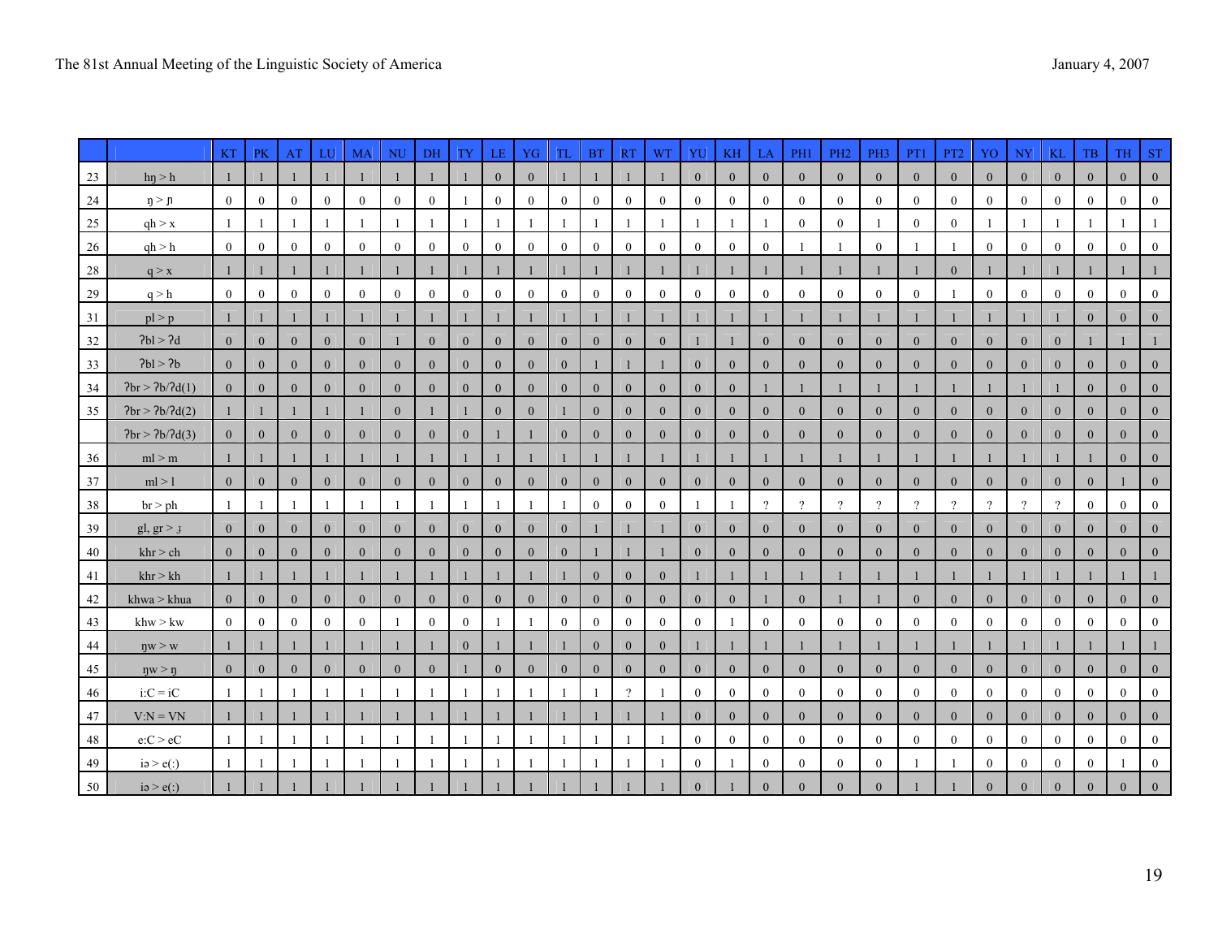| | | KT | PK | AT | LU | MA | NU | DH | TY | LE | YG | TL | BT | RT | WT | YU | KH | LA | PH1 | PH2 | PH3 | PT1 | PT2 | YO | NY | KL | TB | TH | ST |
|---|---|---|---|---|---|---|---|---|---|---|---|---|---|---|---|---|---|---|---|---|---|---|---|---|---|---|---|---|---|
| 23 | hŋ > h | 1 | 1 | 1 | 1 | 1 | 1 | 1 | 1 | 0 | 0 | 1 | 1 | 1 | 1 | 0 | 0 | 0 | 0 | 0 | 0 | 0 | 0 | 0 | 0 | 0 | 0 | 0 | 0 |
| 24 | ŋ > ɲ | 0 | 0 | 0 | 0 | 0 | 0 | 0 | 1 | 0 | 0 | 0 | 0 | 0 | 0 | 0 | 0 | 0 | 0 | 0 | 0 | 0 | 0 | 0 | 0 | 0 | 0 | 0 | 0 |
| 25 | qh > x | 1 | 1 | 1 | 1 | 1 | 1 | 1 | 1 | 1 | 1 | 1 | 1 | 1 | 1 | 1 | 1 | 1 | 0 | 0 | 1 | 0 | 0 | 1 | 1 | 1 | 1 | 1 | 1 |
| 26 | qh > h | 0 | 0 | 0 | 0 | 0 | 0 | 0 | 0 | 0 | 0 | 0 | 0 | 0 | 0 | 0 | 0 | 0 | 1 | 1 | 0 | 1 | 1 | 0 | 0 | 0 | 0 | 0 | 0 |
| 28 | q > x | 1 | 1 | 1 | 1 | 1 | 1 | 1 | 1 | 1 | 1 | 1 | 1 | 1 | 1 | 1 | 1 | 1 | 1 | 1 | 1 | 1 | 0 | 1 | 1 | 1 | 1 | 1 | 1 |
| 29 | q > h | 0 | 0 | 0 | 0 | 0 | 0 | 0 | 0 | 0 | 0 | 0 | 0 | 0 | 0 | 0 | 0 | 0 | 0 | 0 | 0 | 0 | 1 | 0 | 0 | 0 | 0 | 0 | 0 |
| 31 | pl > p | 1 | 1 | 1 | 1 | 1 | 1 | 1 | 1 | 1 | 1 | 1 | 1 | 1 | 1 | 1 | 1 | 1 | 1 | 1 | 1 | 1 | 1 | 1 | 1 | 1 | 0 | 0 | 0 |
| 32 | ʔbl > ʔd | 0 | 0 | 0 | 0 | 0 | 1 | 0 | 0 | 0 | 0 | 0 | 0 | 0 | 0 | 1 | 1 | 0 | 0 | 0 | 0 | 0 | 0 | 0 | 0 | 0 | 1 | 1 | 1 |
| 33 | ʔbl > ʔb | 0 | 0 | 0 | 0 | 0 | 0 | 0 | 0 | 0 | 0 | 0 | 1 | 1 | 1 | 0 | 0 | 0 | 0 | 0 | 0 | 0 | 0 | 0 | 0 | 0 | 0 | 0 | 0 |
| 34 | ʔbr > ʔb/ʔd(1) | 0 | 0 | 0 | 0 | 0 | 0 | 0 | 0 | 0 | 0 | 0 | 0 | 0 | 0 | 0 | 0 | 1 | 1 | 1 | 1 | 1 | 1 | 1 | 1 | 1 | 0 | 0 | 0 |
| 35 | ʔbr > ʔb/ʔd(2) | 1 | 1 | 1 | 1 | 1 | 0 | 1 | 1 | 0 | 0 | 1 | 0 | 0 | 0 | 0 | 0 | 0 | 0 | 0 | 0 | 0 | 0 | 0 | 0 | 0 | 0 | 0 | 0 |
| | ʔbr > ʔb/ʔd(3) | 0 | 0 | 0 | 0 | 0 | 0 | 0 | 0 | 1 | 1 | 0 | 0 | 0 | 0 | 0 | 0 | 0 | 0 | 0 | 0 | 0 | 0 | 0 | 0 | 0 | 0 | 0 | 0 |
| 36 | ml > m | 1 | 1 | 1 | 1 | 1 | 1 | 1 | 1 | 1 | 1 | 1 | 1 | 1 | 1 | 1 | 1 | 1 | 1 | 1 | 1 | 1 | 1 | 1 | 1 | 1 | 1 | 0 | 0 |
| 37 | ml > l | 0 | 0 | 0 | 0 | 0 | 0 | 0 | 0 | 0 | 0 | 0 | 0 | 0 | 0 | 0 | 0 | 0 | 0 | 0 | 0 | 0 | 0 | 0 | 0 | 0 | 0 | 1 | 0 |
| 38 | br > ph | 1 | 1 | 1 | 1 | 1 | 1 | 1 | 1 | 1 | 1 | 1 | 0 | 0 | 0 | 1 | 1 | ? | ? | ? | ? | ? | ? | ? | ? | ? | 0 | 0 | 0 |
| 39 | gl, gr > ɟ | 0 | 0 | 0 | 0 | 0 | 0 | 0 | 0 | 0 | 0 | 0 | 1 | 1 | 1 | 0 | 0 | 0 | 0 | 0 | 0 | 0 | 0 | 0 | 0 | 0 | 0 | 0 | 0 |
| 40 | khr > ch | 0 | 0 | 0 | 0 | 0 | 0 | 0 | 0 | 0 | 0 | 0 | 1 | 1 | 1 | 0 | 0 | 0 | 0 | 0 | 0 | 0 | 0 | 0 | 0 | 0 | 0 | 0 | 0 |
| 41 | khr > kh | 1 | 1 | 1 | 1 | 1 | 1 | 1 | 1 | 1 | 1 | 1 | 0 | 0 | 0 | 1 | 1 | 1 | 1 | 1 | 1 | 1 | 1 | 1 | 1 | 1 | 1 | 1 | 1 |
| 42 | khwa > khua | 0 | 0 | 0 | 0 | 0 | 0 | 0 | 0 | 0 | 0 | 0 | 0 | 0 | 0 | 0 | 0 | 1 | 0 | 1 | 1 | 0 | 0 | 0 | 0 | 0 | 0 | 0 | 0 |
| 43 | khw > kw | 0 | 0 | 0 | 0 | 0 | 1 | 0 | 0 | 1 | 1 | 0 | 0 | 0 | 0 | 0 | 1 | 0 | 0 | 0 | 0 | 0 | 0 | 0 | 0 | 0 | 0 | 0 | 0 |
| 44 | ŋw > w | 1 | 1 | 1 | 1 | 1 | 1 | 1 | 0 | 1 | 1 | 1 | 0 | 0 | 0 | 1 | 1 | 1 | 1 | 1 | 1 | 1 | 1 | 1 | 1 | 1 | 1 | 1 | 1 |
| 45 | ŋw > ŋ | 0 | 0 | 0 | 0 | 0 | 0 | 0 | 1 | 0 | 0 | 0 | 0 | 0 | 0 | 0 | 0 | 0 | 0 | 0 | 0 | 0 | 0 | 0 | 0 | 0 | 0 | 0 | 0 |
| 46 | i:C = iC | 1 | 1 | 1 | 1 | 1 | 1 | 1 | 1 | 1 | 1 | 1 | 1 | ? | 1 | 0 | 0 | 0 | 0 | 0 | 0 | 0 | 0 | 0 | 0 | 0 | 0 | 0 | 0 |
| 47 | V:N = VN | 1 | 1 | 1 | 1 | 1 | 1 | 1 | 1 | 1 | 1 | 1 | 1 | 1 | 1 | 0 | 0 | 0 | 0 | 0 | 0 | 0 | 0 | 0 | 0 | 0 | 0 | 0 | 0 |
| 48 | e:C > eC | 1 | 1 | 1 | 1 | 1 | 1 | 1 | 1 | 1 | 1 | 1 | 1 | 1 | 1 | 0 | 0 | 0 | 0 | 0 | 0 | 0 | 0 | 0 | 0 | 0 | 0 | 0 | 0 |
| 49 | iə > e(:) | 1 | 1 | 1 | 1 | 1 | 1 | 1 | 1 | 1 | 1 | 1 | 1 | 1 | 1 | 0 | 1 | 0 | 0 | 0 | 0 | 1 | 1 | 0 | 0 | 0 | 0 | 1 | 0 |
| 50 | iə > e(:) | 1 | 1 | 1 | 1 | 1 | 1 | 1 | 1 | 1 | 1 | 1 | 1 | 1 | 1 | 0 | 1 | 0 | 0 | 0 | 0 | 1 | 1 | 0 | 0 | 0 | 0 | 0 | 0 |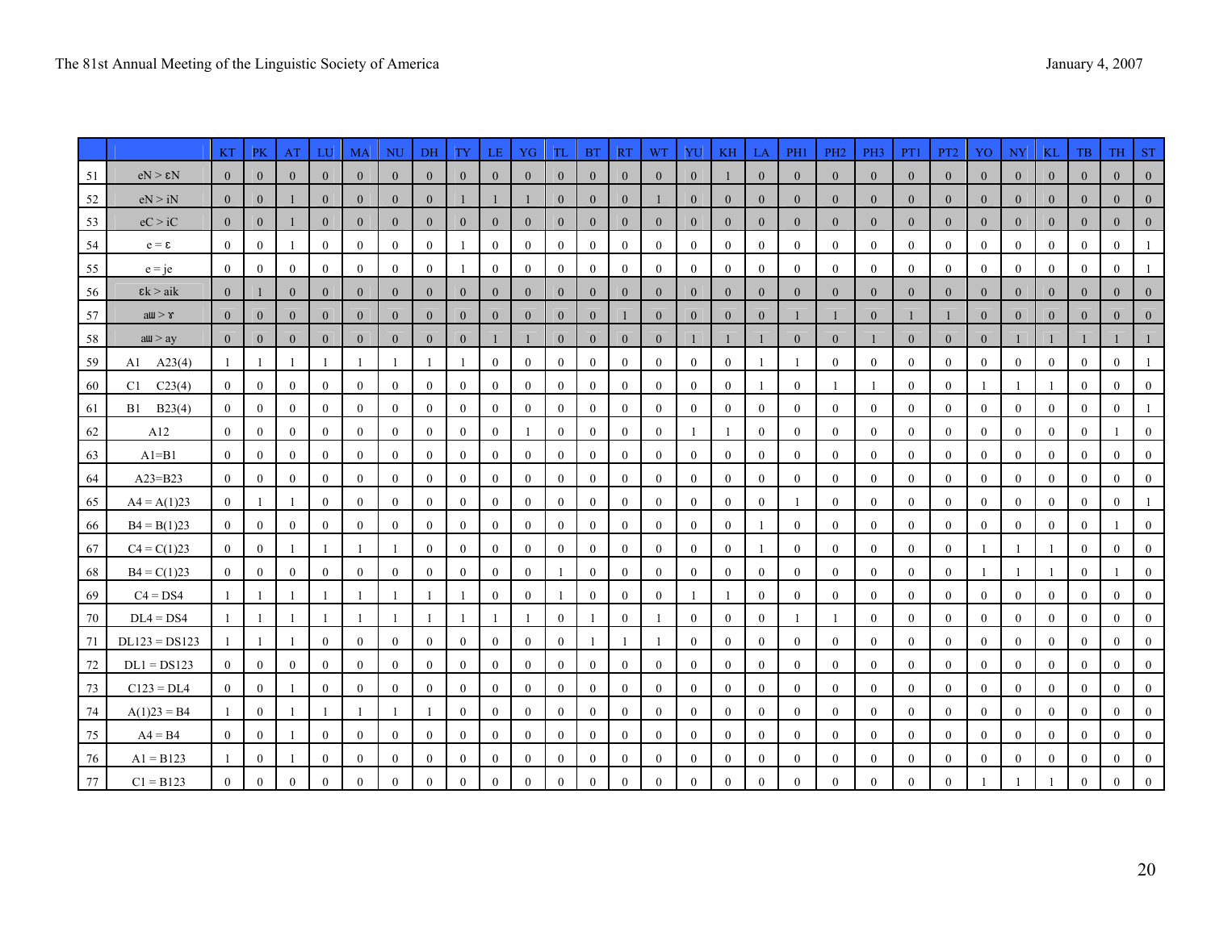| | | KT | PK | AT | LU | MA | NU | DH | TY | LE | YG | TL | BT | RT | WT | YU | KH | LA | PH1 | PH2 | PH3 | PT1 | PT2 | YO | NY | KL | TB | TH | ST |
|---|---|---|---|---|---|---|---|---|---|---|---|---|---|---|---|---|---|---|---|---|---|---|---|---|---|---|---|---|---|
| 51 | eN > ɛN | 0 | 0 | 0 | 0 | 0 | 0 | 0 | 0 | 0 | 0 | 0 | 0 | 0 | 0 | 0 | 1 | 0 | 0 | 0 | 0 | 0 | 0 | 0 | 0 | 0 | 0 | 0 | 0 |
| 52 | eN > iN | 0 | 0 | 1 | 0 | 0 | 0 | 0 | 1 | 1 | 1 | 0 | 0 | 0 | 1 | 0 | 0 | 0 | 0 | 0 | 0 | 0 | 0 | 0 | 0 | 0 | 0 | 0 | 0 |
| 53 | eC > iC | 0 | 0 | 1 | 0 | 0 | 0 | 0 | 0 | 0 | 0 | 0 | 0 | 0 | 0 | 0 | 0 | 0 | 0 | 0 | 0 | 0 | 0 | 0 | 0 | 0 | 0 | 0 | 0 |
| 54 | e = ɛ | 0 | 0 | 1 | 0 | 0 | 0 | 0 | 1 | 0 | 0 | 0 | 0 | 0 | 0 | 0 | 0 | 0 | 0 | 0 | 0 | 0 | 0 | 0 | 0 | 0 | 0 | 0 | 1 |
| 55 | e = je | 0 | 0 | 0 | 0 | 0 | 0 | 0 | 1 | 0 | 0 | 0 | 0 | 0 | 0 | 0 | 0 | 0 | 0 | 0 | 0 | 0 | 0 | 0 | 0 | 0 | 0 | 0 | 1 |
| 56 | ɛk > aik | 0 | 1 | 0 | 0 | 0 | 0 | 0 | 0 | 0 | 0 | 0 | 0 | 0 | 0 | 0 | 0 | 0 | 0 | 0 | 0 | 0 | 0 | 0 | 0 | 0 | 0 | 0 | 0 |
| 57 | aɯ > ɤ | 0 | 0 | 0 | 0 | 0 | 0 | 0 | 0 | 0 | 0 | 0 | 0 | 1 | 0 | 0 | 0 | 0 | 1 | 1 | 0 | 1 | 1 | 0 | 0 | 0 | 0 | 0 | 0 |
| 58 | aɯ > ay | 0 | 0 | 0 | 0 | 0 | 0 | 0 | 0 | 1 | 1 | 0 | 0 | 0 | 0 | 1 | 1 | 1 | 0 | 0 | 1 | 0 | 0 | 0 | 1 | 1 | 1 | 1 | 1 |
| 59 | A1 A23(4) | 1 | 1 | 1 | 1 | 1 | 1 | 1 | 1 | 0 | 0 | 0 | 0 | 0 | 0 | 0 | 0 | 1 | 1 | 0 | 0 | 0 | 0 | 0 | 0 | 0 | 0 | 0 | 1 |
| 60 | C1 C23(4) | 0 | 0 | 0 | 0 | 0 | 0 | 0 | 0 | 0 | 0 | 0 | 0 | 0 | 0 | 0 | 0 | 1 | 0 | 1 | 1 | 0 | 0 | 1 | 1 | 1 | 0 | 0 | 0 |
| 61 | B1 B23(4) | 0 | 0 | 0 | 0 | 0 | 0 | 0 | 0 | 0 | 0 | 0 | 0 | 0 | 0 | 0 | 0 | 0 | 0 | 0 | 0 | 0 | 0 | 0 | 0 | 0 | 0 | 0 | 1 |
| 62 | A12 | 0 | 0 | 0 | 0 | 0 | 0 | 0 | 0 | 0 | 1 | 0 | 0 | 0 | 0 | 1 | 1 | 0 | 0 | 0 | 0 | 0 | 0 | 0 | 0 | 0 | 0 | 1 | 0 |
| 63 | A1=B1 | 0 | 0 | 0 | 0 | 0 | 0 | 0 | 0 | 0 | 0 | 0 | 0 | 0 | 0 | 0 | 0 | 0 | 0 | 0 | 0 | 0 | 0 | 0 | 0 | 0 | 0 | 0 | 0 |
| 64 | A23=B23 | 0 | 0 | 0 | 0 | 0 | 0 | 0 | 0 | 0 | 0 | 0 | 0 | 0 | 0 | 0 | 0 | 0 | 0 | 0 | 0 | 0 | 0 | 0 | 0 | 0 | 0 | 0 | 0 |
| 65 | A4 = A(1)23 | 0 | 1 | 1 | 0 | 0 | 0 | 0 | 0 | 0 | 0 | 0 | 0 | 0 | 0 | 0 | 0 | 0 | 1 | 0 | 0 | 0 | 0 | 0 | 0 | 0 | 0 | 0 | 1 |
| 66 | B4 = B(1)23 | 0 | 0 | 0 | 0 | 0 | 0 | 0 | 0 | 0 | 0 | 0 | 0 | 0 | 0 | 0 | 0 | 1 | 0 | 0 | 0 | 0 | 0 | 0 | 0 | 0 | 0 | 1 | 0 |
| 67 | C4 = C(1)23 | 0 | 0 | 1 | 1 | 1 | 1 | 0 | 0 | 0 | 0 | 0 | 0 | 0 | 0 | 0 | 0 | 1 | 0 | 0 | 0 | 0 | 0 | 1 | 1 | 1 | 0 | 0 | 0 |
| 68 | B4 = C(1)23 | 0 | 0 | 0 | 0 | 0 | 0 | 0 | 0 | 0 | 0 | 1 | 0 | 0 | 0 | 0 | 0 | 0 | 0 | 0 | 0 | 0 | 0 | 1 | 1 | 1 | 0 | 1 | 0 |
| 69 | C4 = DS4 | 1 | 1 | 1 | 1 | 1 | 1 | 1 | 1 | 0 | 0 | 1 | 0 | 0 | 0 | 1 | 1 | 0 | 0 | 0 | 0 | 0 | 0 | 0 | 0 | 0 | 0 | 0 | 0 |
| 70 | DL4 = DS4 | 1 | 1 | 1 | 1 | 1 | 1 | 1 | 1 | 1 | 1 | 0 | 1 | 0 | 1 | 0 | 0 | 0 | 1 | 1 | 0 | 0 | 0 | 0 | 0 | 0 | 0 | 0 | 0 |
| 71 | DL123 = DS123 | 1 | 1 | 1 | 0 | 0 | 0 | 0 | 0 | 0 | 0 | 0 | 1 | 1 | 1 | 0 | 0 | 0 | 0 | 0 | 0 | 0 | 0 | 0 | 0 | 0 | 0 | 0 | 0 |
| 72 | DL1 = DS123 | 0 | 0 | 0 | 0 | 0 | 0 | 0 | 0 | 0 | 0 | 0 | 0 | 0 | 0 | 0 | 0 | 0 | 0 | 0 | 0 | 0 | 0 | 0 | 0 | 0 | 0 | 0 | 0 |
| 73 | C123 = DL4 | 0 | 0 | 1 | 0 | 0 | 0 | 0 | 0 | 0 | 0 | 0 | 0 | 0 | 0 | 0 | 0 | 0 | 0 | 0 | 0 | 0 | 0 | 0 | 0 | 0 | 0 | 0 | 0 |
| 74 | A(1)23 = B4 | 1 | 0 | 1 | 1 | 1 | 1 | 1 | 0 | 0 | 0 | 0 | 0 | 0 | 0 | 0 | 0 | 0 | 0 | 0 | 0 | 0 | 0 | 0 | 0 | 0 | 0 | 0 | 0 |
| 75 | A4 = B4 | 0 | 0 | 1 | 0 | 0 | 0 | 0 | 0 | 0 | 0 | 0 | 0 | 0 | 0 | 0 | 0 | 0 | 0 | 0 | 0 | 0 | 0 | 0 | 0 | 0 | 0 | 0 | 0 |
| 76 | A1 = B123 | 1 | 0 | 1 | 0 | 0 | 0 | 0 | 0 | 0 | 0 | 0 | 0 | 0 | 0 | 0 | 0 | 0 | 0 | 0 | 0 | 0 | 0 | 0 | 0 | 0 | 0 | 0 | 0 |
| 77 | C1 = B123 | 0 | 0 | 0 | 0 | 0 | 0 | 0 | 0 | 0 | 0 | 0 | 0 | 0 | 0 | 0 | 0 | 0 | 0 | 0 | 0 | 0 | 0 | 1 | 1 | 1 | 0 | 0 | 0 |